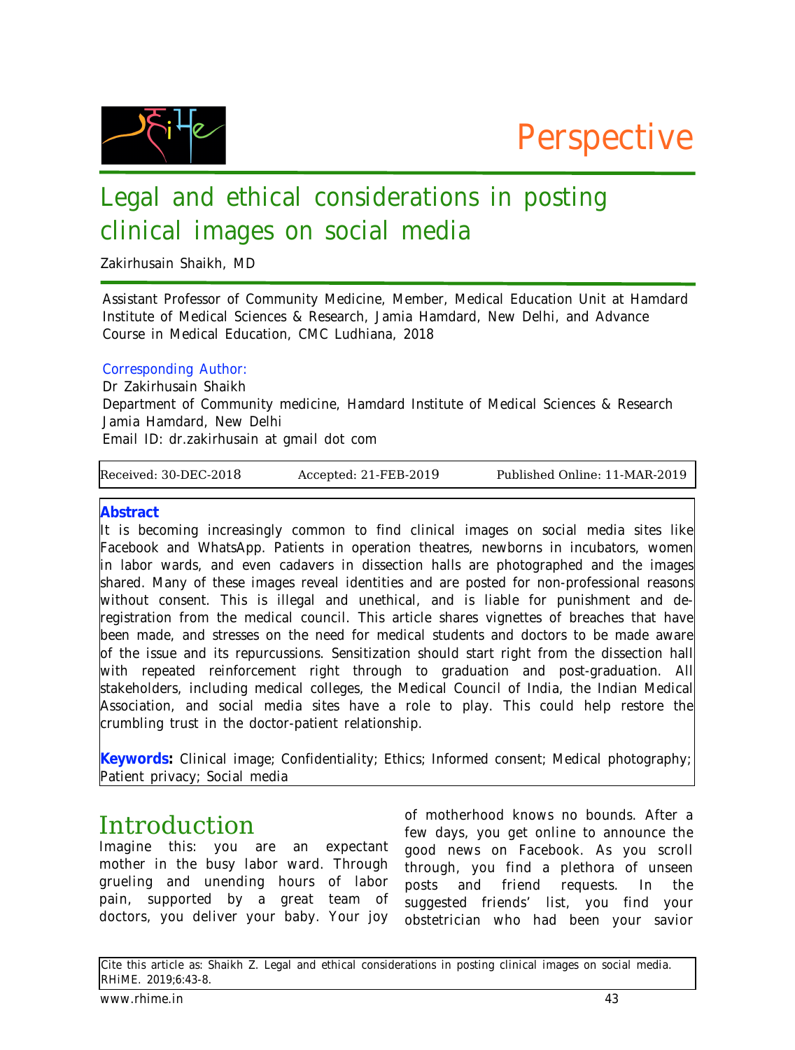Perspective

# Legal and ethical considerations in posting clinical images on social media

Zakirhusain Shaikh, MD

Assistant Professor of Community Medicine, Member, Medical Education Unit at Hamdard Institute of Medical Sciences & Research, Jamia Hamdard, New Delhi, and Advance Course in Medical Education, CMC Ludhiana, 2018

Corresponding Author:
Dr Zakirhusain Shaikh
Department of Community medicine, Hamdard Institute of Medical Sciences & Research
Jamia Hamdard, New Delhi
Email ID: dr.zakirhusain at gmail dot com

Received: 30-DEC-2018 Accepted: 21-FEB-2019 Published Online: 11-MAR-2019

**Abstract**

It is becoming increasingly common to find clinical images on social media sites like Facebook and WhatsApp. Patients in operation theatres, newborns in incubators, women in labor wards, and even cadavers in dissection halls are photographed and the images shared. Many of these images reveal identities and are posted for non-professional reasons without consent. This is illegal and unethical, and is liable for punishment and de-registration from the medical council. This article shares vignettes of breaches that have been made, and stresses on the need for medical students and doctors to be made aware of the issue and its repurcussions. Sensitization should start right from the dissection hall with repeated reinforcement right through to graduation and post-graduation. All stakeholders, including medical colleges, the Medical Council of India, the Indian Medical Association, and social media sites have a role to play. This could help restore the crumbling trust in the doctor-patient relationship.

**Keywords:** Clinical image; Confidentiality; Ethics; Informed consent; Medical photography; Patient privacy; Social media

## Introduction

Imagine this: you are an expectant mother in the busy labor ward. Through grueling and unending hours of labor pain, supported by a great team of doctors, you deliver your baby. Your joy of motherhood knows no bounds. After a few days, you get online to announce the good news on Facebook. As you scroll through, you find a plethora of unseen posts and friend requests. In the suggested friends' list, you find your obstetrician who had been your savior

Cite this article as: Shaikh Z. Legal and ethical considerations in posting clinical images on social media. RHiME. 2019;6:43-8.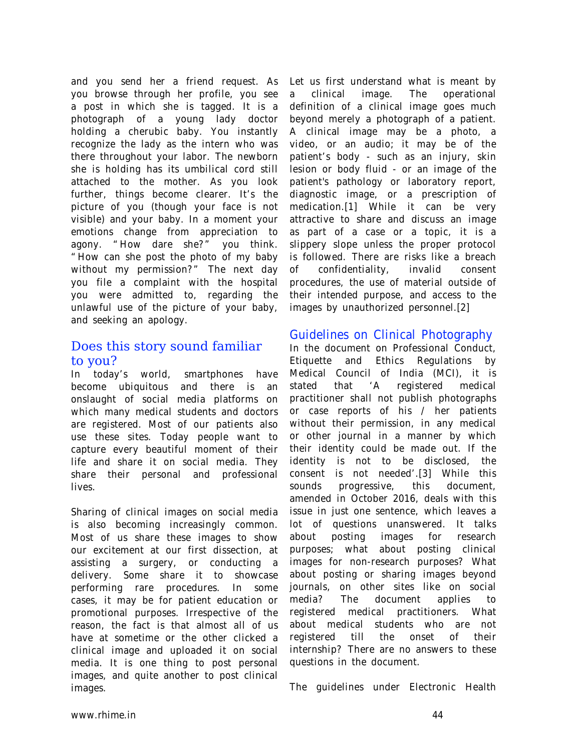and you send her a friend request. As you browse through her profile, you see a post in which she is tagged. It is a photograph of a young lady doctor holding a cherubic baby. You instantly recognize the lady as the intern who was there throughout your labor. The newborn she is holding has its umbilical cord still attached to the mother. As you look further, things become clearer. It's the picture of you (though your face is not visible) and your baby. In a moment your emotions change from appreciation to agony. "How dare she?" you think. "How can she post the photo of my baby without my permission?" The next day you file a complaint with the hospital you were admitted to, regarding the unlawful use of the picture of your baby, and seeking an apology.

## Does this story sound familiar to you?

In today's world, smartphones have become ubiquitous and there is an onslaught of social media platforms on which many medical students and doctors are registered. Most of our patients also use these sites. Today people want to capture every beautiful moment of their life and share it on social media. They share their personal and professional lives.

Sharing of clinical images on social media is also becoming increasingly common. Most of us share these images to show our excitement at our first dissection, at assisting a surgery, or conducting a delivery. Some share it to showcase performing rare procedures. In some cases, it may be for patient education or promotional purposes. Irrespective of the reason, the fact is that almost all of us have at sometime or the other clicked a clinical image and uploaded it on social media. It is one thing to post personal images, and quite another to post clinical images.

Let us first understand what is meant by a clinical image. The operational definition of a clinical image goes much beyond merely a photograph of a patient. A clinical image may be a photo, a video, or an audio; it may be of the patient's body - such as an injury, skin lesion or body fluid - or an image of the patient's pathology or laboratory report, diagnostic image, or a prescription of medication.[1] While it can be very attractive to share and discuss an image as part of a case or a topic, it is a slippery slope unless the proper protocol is followed. There are risks like a breach of confidentiality, invalid consent procedures, the use of material outside of their intended purpose, and access to the images by unauthorized personnel.[2]

## Guidelines on Clinical Photography

In the document on Professional Conduct, Etiquette and Ethics Regulations by Medical Council of India (MCI), it is stated that 'A registered medical practitioner shall not publish photographs or case reports of his / her patients without their permission, in any medical or other journal in a manner by which their identity could be made out. If the identity is not to be disclosed, the consent is not needed'.[3] While this sounds progressive, this document, amended in October 2016, deals with this issue in just one sentence, which leaves a lot of questions unanswered. It talks about posting images for research purposes; what about posting clinical images for non-research purposes? What about posting or sharing images beyond journals, on other sites like on social media? The document applies to registered medical practitioners. What about medical students who are not registered till the onset of their internship? There are no answers to these questions in the document.

The guidelines under Electronic Health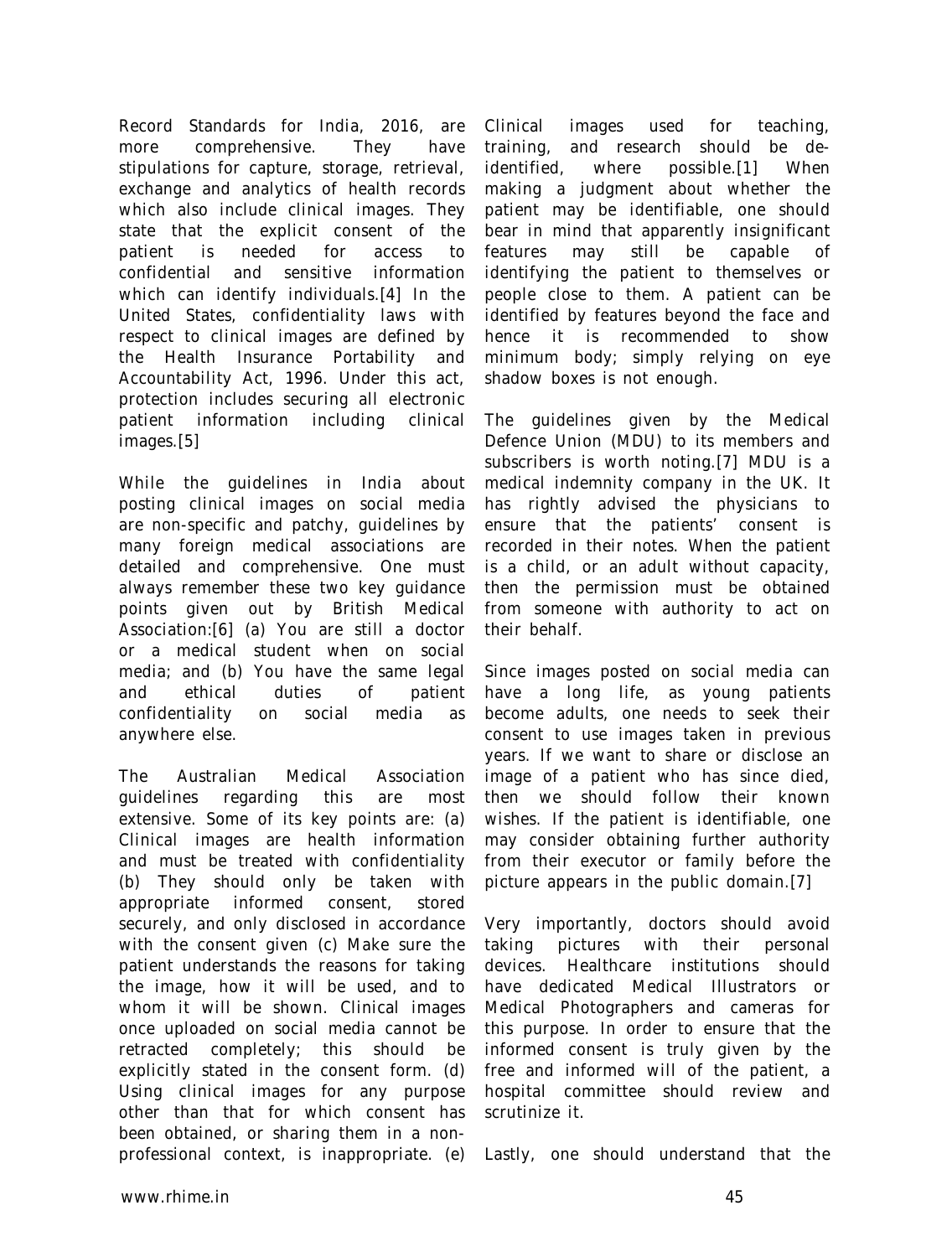Record Standards for India, 2016, are more comprehensive. They have stipulations for capture, storage, retrieval, exchange and analytics of health records which also include clinical images. They state that the explicit consent of the patient is needed for access to confidential and sensitive information which can identify individuals.[4] In the United States, confidentiality laws with respect to clinical images are defined by the Health Insurance Portability and Accountability Act, 1996. Under this act, protection includes securing all electronic patient information including clinical images.[5]

While the guidelines in India about posting clinical images on social media are non-specific and patchy, guidelines by many foreign medical associations are detailed and comprehensive. One must always remember these two key guidance points given out by British Medical Association:[6] (a) You are still a doctor or a medical student when on social media; and (b) You have the same legal and ethical duties of patient confidentiality on social media as anywhere else.

The Australian Medical Association guidelines regarding this are most extensive. Some of its key points are: (a) Clinical images are health information and must be treated with confidentiality (b) They should only be taken with appropriate informed consent, stored securely, and only disclosed in accordance with the consent given (c) Make sure the patient understands the reasons for taking the image, how it will be used, and to whom it will be shown. Clinical images once uploaded on social media cannot be retracted completely; this should be explicitly stated in the consent form. (d) Using clinical images for any purpose other than that for which consent has been obtained, or sharing them in a non-professional context, is inappropriate. (e) Clinical images used for teaching, training, and research should be de-identified, where possible.[1] When making a judgment about whether the patient may be identifiable, one should bear in mind that apparently insignificant features may still be capable of identifying the patient to themselves or people close to them. A patient can be identified by features beyond the face and hence it is recommended to show minimum body; simply relying on eye shadow boxes is not enough.

The guidelines given by the Medical Defence Union (MDU) to its members and subscribers is worth noting.[7] MDU is a medical indemnity company in the UK. It has rightly advised the physicians to ensure that the patients' consent is recorded in their notes. When the patient is a child, or an adult without capacity, then the permission must be obtained from someone with authority to act on their behalf.

Since images posted on social media can have a long life, as young patients become adults, one needs to seek their consent to use images taken in previous years. If we want to share or disclose an image of a patient who has since died, then we should follow their known wishes. If the patient is identifiable, one may consider obtaining further authority from their executor or family before the picture appears in the public domain.[7]

Very importantly, doctors should avoid taking pictures with their personal devices. Healthcare institutions should have dedicated Medical Illustrators or Medical Photographers and cameras for this purpose. In order to ensure that the informed consent is truly given by the free and informed will of the patient, a hospital committee should review and scrutinize it.

Lastly, one should understand that the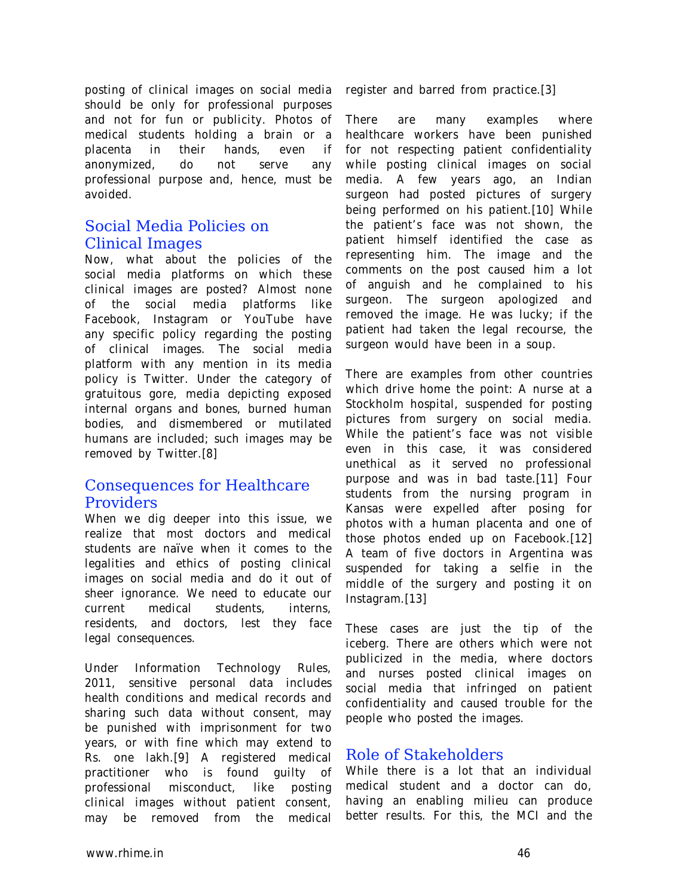posting of clinical images on social media should be only for professional purposes and not for fun or publicity. Photos of medical students holding a brain or a placenta in their hands, even if anonymized, do not serve any professional purpose and, hence, must be avoided.

## Social Media Policies on Clinical Images

Now, what about the policies of the social media platforms on which these clinical images are posted? Almost none of the social media platforms like Facebook, Instagram or YouTube have any specific policy regarding the posting of clinical images. The social media platform with any mention in its media policy is Twitter. Under the category of gratuitous gore, media depicting exposed internal organs and bones, burned human bodies, and dismembered or mutilated humans are included; such images may be removed by Twitter.[8]

## Consequences for Healthcare Providers

When we dig deeper into this issue, we realize that most doctors and medical students are naïve when it comes to the legalities and ethics of posting clinical images on social media and do it out of sheer ignorance. We need to educate our current medical students, interns, residents, and doctors, lest they face legal consequences.

Under Information Technology Rules, 2011, sensitive personal data includes health conditions and medical records and sharing such data without consent, may be punished with imprisonment for two years, or with fine which may extend to Rs. one lakh.[9] A registered medical practitioner who is found guilty of professional misconduct, like posting clinical images without patient consent, may be removed from the medical register and barred from practice.[3]

There are many examples where healthcare workers have been punished for not respecting patient confidentiality while posting clinical images on social media. A few years ago, an Indian surgeon had posted pictures of surgery being performed on his patient.[10] While the patient's face was not shown, the patient himself identified the case as representing him. The image and the comments on the post caused him a lot of anguish and he complained to his surgeon. The surgeon apologized and removed the image. He was lucky; if the patient had taken the legal recourse, the surgeon would have been in a soup.

There are examples from other countries which drive home the point: A nurse at a Stockholm hospital, suspended for posting pictures from surgery on social media. While the patient's face was not visible even in this case, it was considered unethical as it served no professional purpose and was in bad taste.[11] Four students from the nursing program in Kansas were expelled after posing for photos with a human placenta and one of those photos ended up on Facebook.[12] A team of five doctors in Argentina was suspended for taking a selfie in the middle of the surgery and posting it on Instagram.[13]

These cases are just the tip of the iceberg. There are others which were not publicized in the media, where doctors and nurses posted clinical images on social media that infringed on patient confidentiality and caused trouble for the people who posted the images.

## Role of Stakeholders

While there is a lot that an individual medical student and a doctor can do, having an enabling milieu can produce better results. For this, the MCI and the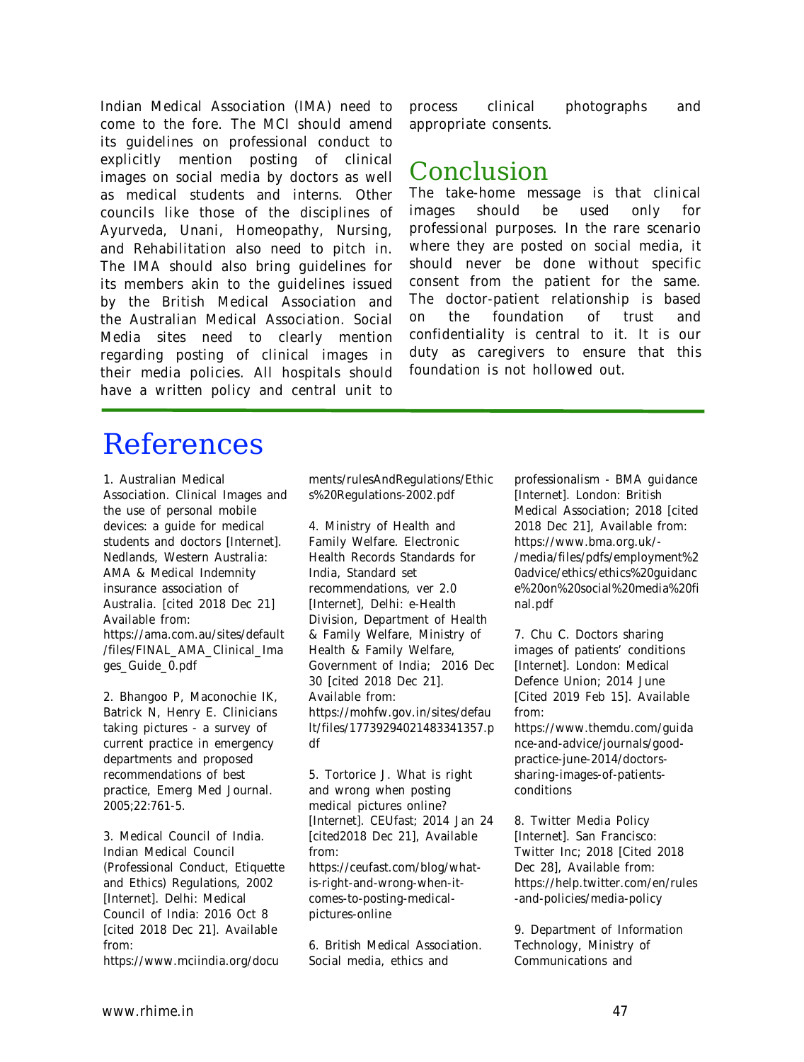Indian Medical Association (IMA) need to come to the fore. The MCI should amend its guidelines on professional conduct to explicitly mention posting of clinical images on social media by doctors as well as medical students and interns. Other councils like those of the disciplines of Ayurveda, Unani, Homeopathy, Nursing, and Rehabilitation also need to pitch in. The IMA should also bring guidelines for its members akin to the guidelines issued by the British Medical Association and the Australian Medical Association. Social Media sites need to clearly mention regarding posting of clinical images in their media policies. All hospitals should have a written policy and central unit to process clinical photographs and appropriate consents.

## Conclusion

The take-home message is that clinical images should be used only for professional purposes. In the rare scenario where they are posted on social media, it should never be done without specific consent from the patient for the same. The doctor-patient relationship is based on the foundation of trust and confidentiality is central to it. It is our duty as caregivers to ensure that this foundation is not hollowed out.

# References

1. Australian Medical Association. Clinical Images and the use of personal mobile devices: a guide for medical students and doctors [Internet]. Nedlands, Western Australia: AMA & Medical Indemnity insurance association of Australia. [cited 2018 Dec 21] Available from: https://ama.com.au/sites/default/files/FINAL_AMA_Clinical_Images_Guide_0.pdf

2. Bhangoo P, Maconochie IK, Batrick N, Henry E. Clinicians taking pictures - a survey of current practice in emergency departments and proposed recommendations of best practice, Emerg Med Journal. 2005;22:761-5.

3. Medical Council of India. Indian Medical Council (Professional Conduct, Etiquette and Ethics) Regulations, 2002 [Internet]. Delhi: Medical Council of India: 2016 Oct 8 [cited 2018 Dec 21]. Available from: https://www.mciindia.org/documents/rulesAndRegulations/Ethics%20Regulations-2002.pdf

4. Ministry of Health and Family Welfare. Electronic Health Records Standards for India, Standard set recommendations, ver 2.0 [Internet], Delhi: e-Health Division, Department of Health & Family Welfare, Ministry of Health & Family Welfare, Government of India; 2016 Dec 30 [cited 2018 Dec 21]. Available from: https://mohfw.gov.in/sites/default/files/17739294021483341357.pdf

5. Tortorice J. What is right and wrong when posting medical pictures online? [Internet]. CEUfast; 2014 Jan 24 [cited2018 Dec 21], Available from: https://ceufast.com/blog/what-is-right-and-wrong-when-it-comes-to-posting-medical-pictures-online

6. British Medical Association. Social media, ethics and professionalism - BMA guidance [Internet]. London: British Medical Association; 2018 [cited 2018 Dec 21], Available from: https://www.bma.org.uk/-/media/files/pdfs/employment%20advice/ethics/ethics%20guidance%20on%20social%20media%20final.pdf

7. Chu C. Doctors sharing images of patients' conditions [Internet]. London: Medical Defence Union; 2014 June [Cited 2019 Feb 15]. Available from: https://www.themdu.com/guidance-and-advice/journals/good-practice-june-2014/doctors-sharing-images-of-patients-conditions

8. Twitter Media Policy [Internet]. San Francisco: Twitter Inc; 2018 [Cited 2018 Dec 28], Available from: https://help.twitter.com/en/rules-and-policies/media-policy

9. Department of Information Technology, Ministry of Communications and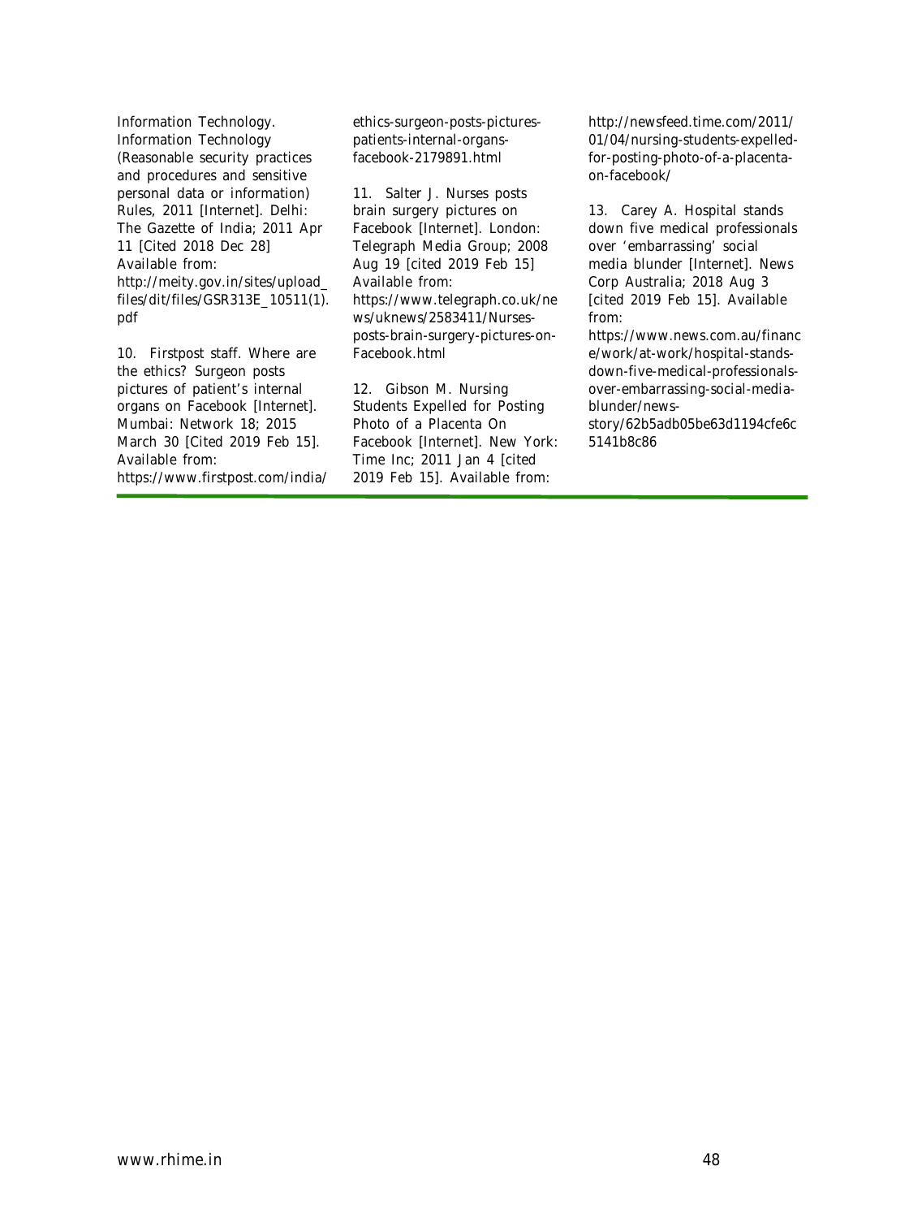Information Technology. Information Technology (Reasonable security practices and procedures and sensitive personal data or information) Rules, 2011 [Internet]. Delhi: The Gazette of India; 2011 Apr 11 [Cited 2018 Dec 28] Available from: http://meity.gov.in/sites/upload_files/dit/files/GSR313E_10511(1).pdf

10. Firstpost staff. Where are the ethics? Surgeon posts pictures of patient's internal organs on Facebook [Internet]. Mumbai: Network 18; 2015 March 30 [Cited 2019 Feb 15]. Available from: https://www.firstpost.com/india/ethics-surgeon-posts-pictures-patients-internal-organs-facebook-2179891.html

11. Salter J. Nurses posts brain surgery pictures on Facebook [Internet]. London: Telegraph Media Group; 2008 Aug 19 [cited 2019 Feb 15] Available from: https://www.telegraph.co.uk/news/uknews/2583411/Nurses-posts-brain-surgery-pictures-on-Facebook.html

12. Gibson M. Nursing Students Expelled for Posting Photo of a Placenta On Facebook [Internet]. New York: Time Inc; 2011 Jan 4 [cited 2019 Feb 15]. Available from: http://newsfeed.time.com/2011/01/04/nursing-students-expelled-for-posting-photo-of-a-placenta-on-facebook/

13. Carey A. Hospital stands down five medical professionals over 'embarrassing' social media blunder [Internet]. News Corp Australia; 2018 Aug 3 [cited 2019 Feb 15]. Available from: https://www.news.com.au/finance/work/at-work/hospital-stands-down-five-medical-professionals-over-embarrassing-social-media-blunder/news-story/62b5adb05be63d1194cfe6c5141b8c86